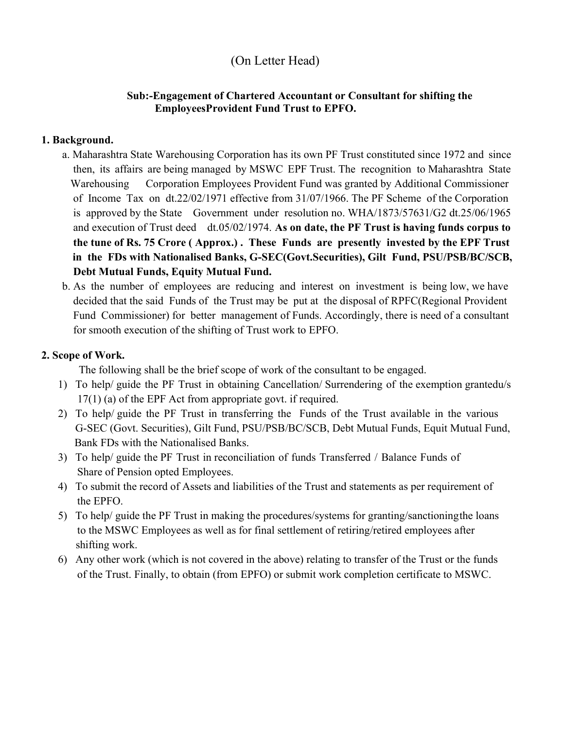(On Letter Head)

**Sub:-Engagement of Chartered Accountant or Consultant for shifting the EmployeesProvident Fund Trust to EPFO.**

**1. Background.**

a. Maharashtra State Warehousing Corporation has its own PF Trust constituted since 1972 and since then, its affairs are being managed by MSWC EPF Trust. The recognition to Maharashtra State Warehousing Corporation Employees Provident Fund was granted by Additional Commissioner of Income Tax on dt.22/02/1971 effective from 31/07/1966. The PF Scheme of the Corporation is approved by the State Government under resolution no. WHA/1873/57631/G2 dt.25/06/1965 and execution of Trust deed dt.05/02/1974. **As on date, the PF Trust is having funds corpus to the tune of Rs. 75 Crore ( Approx.) . These Funds are presently invested by the EPF Trust in the FDs with Nationalised Banks, G-SEC(Govt.Securities), Gilt Fund, PSU/PSB/BC/SCB, Debt Mutual Funds, Equity Mutual Fund.**

b. As the number of employees are reducing and interest on investment is being low, we have decided that the said Funds of the Trust may be put at the disposal of RPFC(Regional Provident Fund Commissioner) for better management of Funds. Accordingly, there is need of a consultant for smooth execution of the shifting of Trust work to EPFO.

**2. Scope of Work.**

The following shall be the brief scope of work of the consultant to be engaged.

1) To help/ guide the PF Trust in obtaining Cancellation/ Surrendering of the exemption grantedu/s 17(1) (a) of the EPF Act from appropriate govt. if required.
2) To help/ guide the PF Trust in transferring the Funds of the Trust available in the various G-SEC (Govt. Securities), Gilt Fund, PSU/PSB/BC/SCB, Debt Mutual Funds, Equit Mutual Fund, Bank FDs with the Nationalised Banks.
3) To help/ guide the PF Trust in reconciliation of funds Transferred / Balance Funds of Share of Pension opted Employees.
4) To submit the record of Assets and liabilities of the Trust and statements as per requirement of the EPFO.
5) To help/ guide the PF Trust in making the procedures/systems for granting/sanctioningthe loans to the MSWC Employees as well as for final settlement of retiring/retired employees after shifting work.
6) Any other work (which is not covered in the above) relating to transfer of the Trust or the funds of the Trust. Finally, to obtain (from EPFO) or submit work completion certificate to MSWC.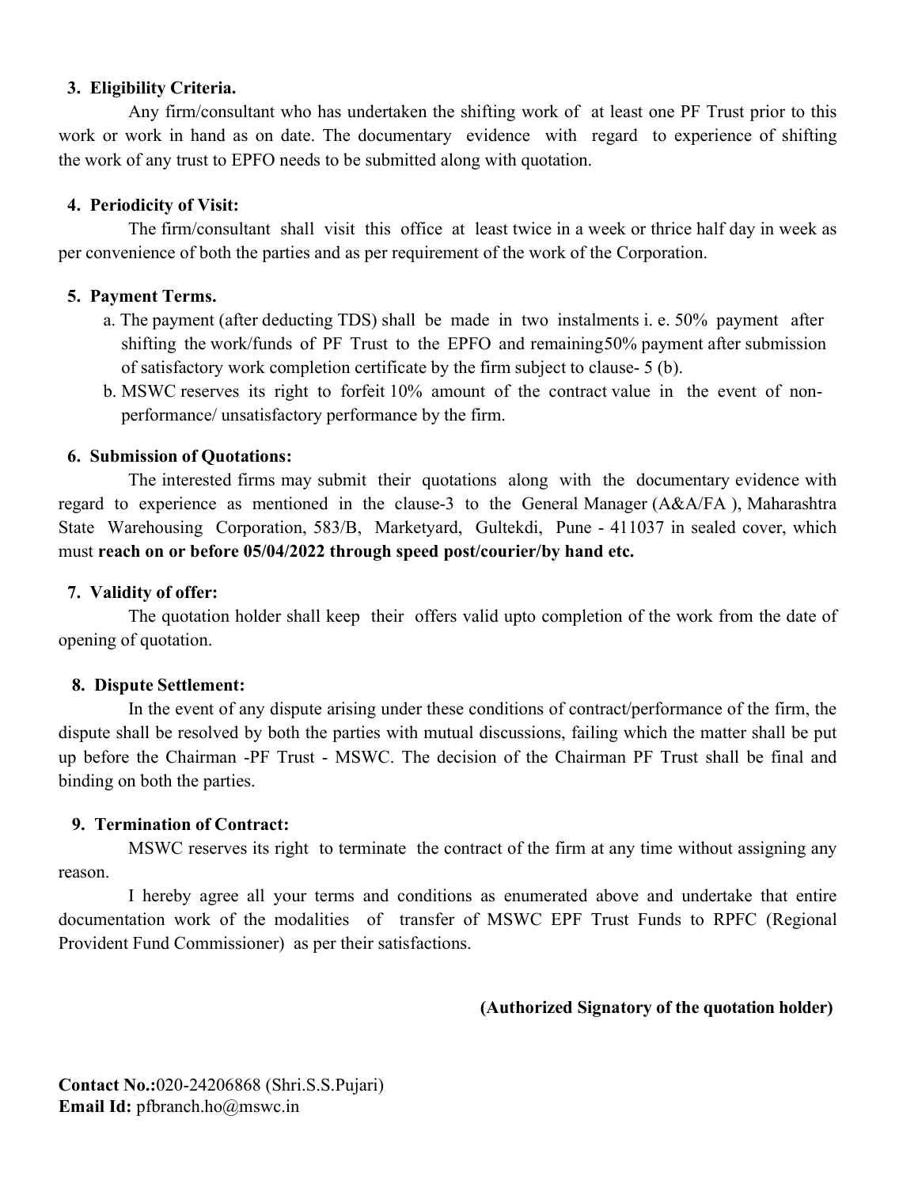**3. Eligibility Criteria.**

Any firm/consultant who has undertaken the shifting work of at least one PF Trust prior to this work or work in hand as on date. The documentary evidence with regard to experience of shifting the work of any trust to EPFO needs to be submitted along with quotation.

**4. Periodicity of Visit:**

The firm/consultant shall visit this office at least twice in a week or thrice half day in week as per convenience of both the parties and as per requirement of the work of the Corporation.

**5. Payment Terms.**

a. The payment (after deducting TDS) shall be made in two instalments i. e. 50% payment after shifting the work/funds of PF Trust to the EPFO and remaining50% payment after submission of satisfactory work completion certificate by the firm subject to clause- 5 (b).

b. MSWC reserves its right to forfeit 10% amount of the contract value in the event of non-performance/ unsatisfactory performance by the firm.

**6. Submission of Quotations:**

The interested firms may submit their quotations along with the documentary evidence with regard to experience as mentioned in the clause-3 to the General Manager (A&A/FA ), Maharashtra State Warehousing Corporation, 583/B, Marketyard, Gultekdi, Pune - 411037 in sealed cover, which must **reach on or before 05/04/2022 through speed post/courier/by hand etc.**

**7. Validity of offer:**

The quotation holder shall keep their offers valid upto completion of the work from the date of opening of quotation.

**8. Dispute Settlement:**

In the event of any dispute arising under these conditions of contract/performance of the firm, the dispute shall be resolved by both the parties with mutual discussions, failing which the matter shall be put up before the Chairman -PF Trust - MSWC. The decision of the Chairman PF Trust shall be final and binding on both the parties.

**9. Termination of Contract:**

MSWC reserves its right to terminate the contract of the firm at any time without assigning any reason.

I hereby agree all your terms and conditions as enumerated above and undertake that entire documentation work of the modalities of transfer of MSWC EPF Trust Funds to RPFC (Regional Provident Fund Commissioner) as per their satisfactions.

**(Authorized Signatory of the quotation holder)**

**Contact No.:**020-24206868 (Shri.S.S.Pujari)
**Email Id:** pfbranch.ho@mswc.in